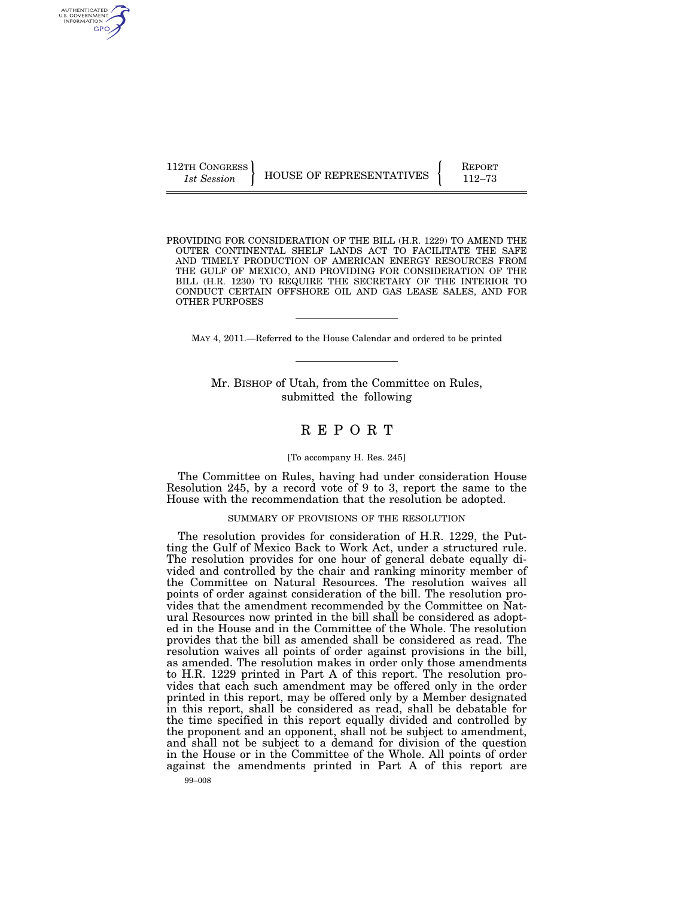112TH CONGRESS
*1st Session*

HOUSE OF REPRESENTATIVES

REPORT
112–73

PROVIDING FOR CONSIDERATION OF THE BILL (H.R. 1229) TO AMEND THE OUTER CONTINENTAL SHELF LANDS ACT TO FACILITATE THE SAFE AND TIMELY PRODUCTION OF AMERICAN ENERGY RESOURCES FROM THE GULF OF MEXICO, AND PROVIDING FOR CONSIDERATION OF THE BILL (H.R. 1230) TO REQUIRE THE SECRETARY OF THE INTERIOR TO CONDUCT CERTAIN OFFSHORE OIL AND GAS LEASE SALES, AND FOR OTHER PURPOSES

---

MAY 4, 2011.—Referred to the House Calendar and ordered to be printed

---

Mr. BISHOP of Utah, from the Committee on Rules, submitted the following

# R E P O R T

[To accompany H. Res. 245]

The Committee on Rules, having had under consideration House Resolution 245, by a record vote of 9 to 3, report the same to the House with the recommendation that the resolution be adopted.

## SUMMARY OF PROVISIONS OF THE RESOLUTION

The resolution provides for consideration of H.R. 1229, the Putting the Gulf of Mexico Back to Work Act, under a structured rule. The resolution provides for one hour of general debate equally divided and controlled by the chair and ranking minority member of the Committee on Natural Resources. The resolution waives all points of order against consideration of the bill. The resolution provides that the amendment recommended by the Committee on Natural Resources now printed in the bill shall be considered as adopted in the House and in the Committee of the Whole. The resolution provides that the bill as amended shall be considered as read. The resolution waives all points of order against provisions in the bill, as amended. The resolution makes in order only those amendments to H.R. 1229 printed in Part A of this report. The resolution provides that each such amendment may be offered only in the order printed in this report, may be offered only by a Member designated in this report, shall be considered as read, shall be debatable for the time specified in this report equally divided and controlled by the proponent and an opponent, shall not be subject to amendment, and shall not be subject to a demand for division of the question in the House or in the Committee of the Whole. All points of order against the amendments printed in Part A of this report are

99–008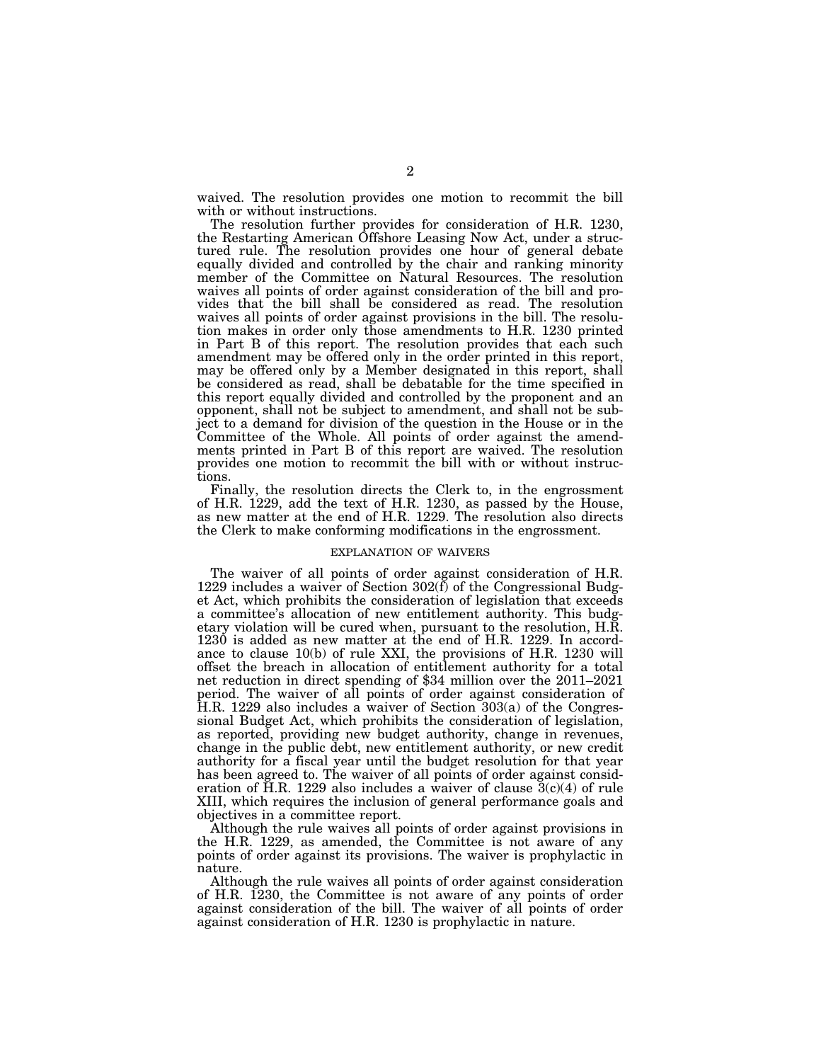waived. The resolution provides one motion to recommit the bill with or without instructions.

The resolution further provides for consideration of H.R. 1230, the Restarting American Offshore Leasing Now Act, under a structured rule. The resolution provides one hour of general debate equally divided and controlled by the chair and ranking minority member of the Committee on Natural Resources. The resolution waives all points of order against consideration of the bill and provides that the bill shall be considered as read. The resolution waives all points of order against provisions in the bill. The resolution makes in order only those amendments to H.R. 1230 printed in Part B of this report. The resolution provides that each such amendment may be offered only in the order printed in this report, may be offered only by a Member designated in this report, shall be considered as read, shall be debatable for the time specified in this report equally divided and controlled by the proponent and an opponent, shall not be subject to amendment, and shall not be subject to a demand for division of the question in the House or in the Committee of the Whole. All points of order against the amendments printed in Part B of this report are waived. The resolution provides one motion to recommit the bill with or without instructions.

Finally, the resolution directs the Clerk to, in the engrossment of H.R. 1229, add the text of H.R. 1230, as passed by the House, as new matter at the end of H.R. 1229. The resolution also directs the Clerk to make conforming modifications in the engrossment.

## EXPLANATION OF WAIVERS

The waiver of all points of order against consideration of H.R. 1229 includes a waiver of Section 302(f) of the Congressional Budget Act, which prohibits the consideration of legislation that exceeds a committee's allocation of new entitlement authority. This budgetary violation will be cured when, pursuant to the resolution, H.R. 1230 is added as new matter at the end of H.R. 1229. In accordance to clause 10(b) of rule XXI, the provisions of H.R. 1230 will offset the breach in allocation of entitlement authority for a total net reduction in direct spending of $34 million over the 2011–2021 period. The waiver of all points of order against consideration of H.R. 1229 also includes a waiver of Section 303(a) of the Congressional Budget Act, which prohibits the consideration of legislation, as reported, providing new budget authority, change in revenues, change in the public debt, new entitlement authority, or new credit authority for a fiscal year until the budget resolution for that year has been agreed to. The waiver of all points of order against consideration of H.R. 1229 also includes a waiver of clause 3(c)(4) of rule XIII, which requires the inclusion of general performance goals and objectives in a committee report.

Although the rule waives all points of order against provisions in the H.R. 1229, as amended, the Committee is not aware of any points of order against its provisions. The waiver is prophylactic in nature.

Although the rule waives all points of order against consideration of H.R. 1230, the Committee is not aware of any points of order against consideration of the bill. The waiver of all points of order against consideration of H.R. 1230 is prophylactic in nature.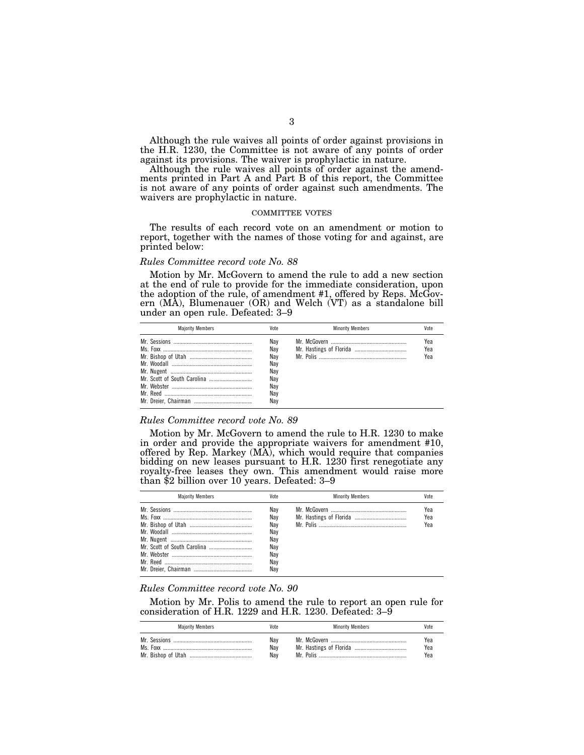Although the rule waives all points of order against provisions in the H.R. 1230, the Committee is not aware of any points of order against its provisions. The waiver is prophylactic in nature.

Although the rule waives all points of order against the amendments printed in Part A and Part B of this report, the Committee is not aware of any points of order against such amendments. The waivers are prophylactic in nature.

## COMMITTEE VOTES

The results of each record vote on an amendment or motion to report, together with the names of those voting for and against, are printed below:

*Rules Committee record vote No. 88*

Motion by Mr. McGovern to amend the rule to add a new section at the end of rule to provide for the immediate consideration, upon the adoption of the rule, of amendment #1, offered by Reps. McGovern (MA), Blumenauer (OR) and Welch (VT) as a standalone bill under an open rule. Defeated: 3–9

| Majority Members | Vote | Minority Members | Vote |
|---|---|---|---|
| Mr. Sessions | Nay | Mr. McGovern | Yea |
| Ms. Foxx | Nay | Mr. Hastings of Florida | Yea |
| Mr. Bishop of Utah | Nay | Mr. Polis | Yea |
| Mr. Woodall | Nay | | |
| Mr. Nugent | Nay | | |
| Mr. Scott of South Carolina | Nay | | |
| Mr. Webster | Nay | | |
| Mr. Reed | Nay | | |
| Mr. Dreier, Chairman | Nay | | |

*Rules Committee record vote No. 89*

Motion by Mr. McGovern to amend the rule to H.R. 1230 to make in order and provide the appropriate waivers for amendment #10, offered by Rep. Markey (MA), which would require that companies bidding on new leases pursuant to H.R. 1230 first renegotiate any royalty-free leases they own. This amendment would raise more than $2 billion over 10 years. Defeated: 3–9

| Majority Members | Vote | Minority Members | Vote |
|---|---|---|---|
| Mr. Sessions | Nay | Mr. McGovern | Yea |
| Ms. Foxx | Nay | Mr. Hastings of Florida | Yea |
| Mr. Bishop of Utah | Nay | Mr. Polis | Yea |
| Mr. Woodall | Nay | | |
| Mr. Nugent | Nay | | |
| Mr. Scott of South Carolina | Nay | | |
| Mr. Webster | Nay | | |
| Mr. Reed | Nay | | |
| Mr. Dreier, Chairman | Nay | | |

*Rules Committee record vote No. 90*

Motion by Mr. Polis to amend the rule to report an open rule for consideration of H.R. 1229 and H.R. 1230. Defeated: 3–9

| Majority Members | Vote | Minority Members | Vote |
|---|---|---|---|
| Mr. Sessions | Nay | Mr. McGovern | Yea |
| Ms. Foxx | Nay | Mr. Hastings of Florida | Yea |
| Mr. Bishop of Utah | Nay | Mr. Polis | Yea |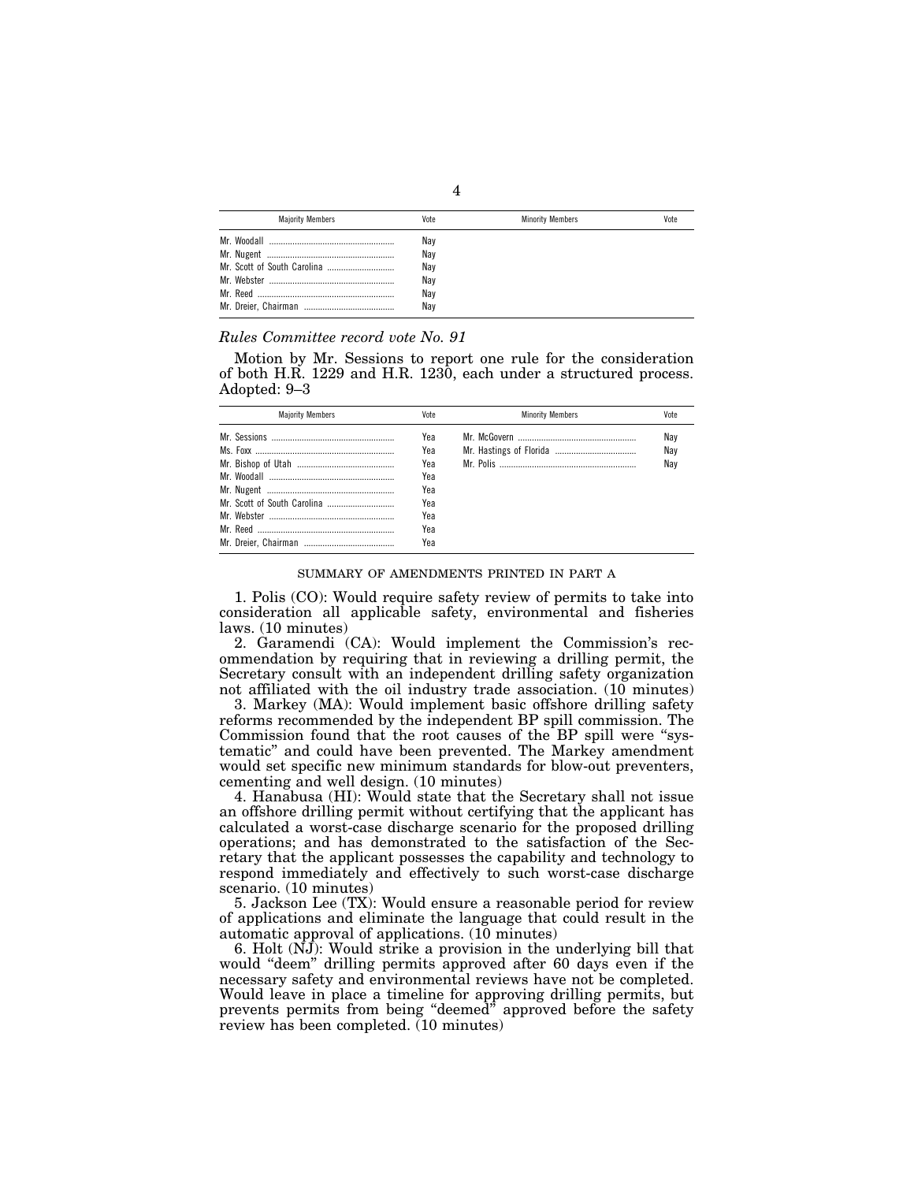| Majority Members | Vote | Minority Members | Vote |
|---|---|---|---|
| Mr. Woodall | Nay | | |
| Mr. Nugent | Nay | | |
| Mr. Scott of South Carolina | Nay | | |
| Mr. Webster | Nay | | |
| Mr. Reed | Nay | | |
| Mr. Dreier, Chairman | Nay | | |

*Rules Committee record vote No. 91*

Motion by Mr. Sessions to report one rule for the consideration of both H.R. 1229 and H.R. 1230, each under a structured process. Adopted: 9–3

| Majority Members | Vote | Minority Members | Vote |
|---|---|---|---|
| Mr. Sessions | Yea | Mr. McGovern | Nay |
| Ms. Foxx | Yea | Mr. Hastings of Florida | Nay |
| Mr. Bishop of Utah | Yea | Mr. Polis | Nay |
| Mr. Woodall | Yea | | |
| Mr. Nugent | Yea | | |
| Mr. Scott of South Carolina | Yea | | |
| Mr. Webster | Yea | | |
| Mr. Reed | Yea | | |
| Mr. Dreier, Chairman | Yea | | |

## SUMMARY OF AMENDMENTS PRINTED IN PART A

1. Polis (CO): Would require safety review of permits to take into consideration all applicable safety, environmental and fisheries laws. (10 minutes)

2. Garamendi (CA): Would implement the Commission's recommendation by requiring that in reviewing a drilling permit, the Secretary consult with an independent drilling safety organization not affiliated with the oil industry trade association. (10 minutes)

3. Markey (MA): Would implement basic offshore drilling safety reforms recommended by the independent BP spill commission. The Commission found that the root causes of the BP spill were "systematic" and could have been prevented. The Markey amendment would set specific new minimum standards for blow-out preventers, cementing and well design. (10 minutes)

4. Hanabusa (HI): Would state that the Secretary shall not issue an offshore drilling permit without certifying that the applicant has calculated a worst-case discharge scenario for the proposed drilling operations; and has demonstrated to the satisfaction of the Secretary that the applicant possesses the capability and technology to respond immediately and effectively to such worst-case discharge scenario. (10 minutes)

5. Jackson Lee (TX): Would ensure a reasonable period for review of applications and eliminate the language that could result in the automatic approval of applications. (10 minutes)

6. Holt (NJ): Would strike a provision in the underlying bill that would "deem" drilling permits approved after 60 days even if the necessary safety and environmental reviews have not be completed. Would leave in place a timeline for approving drilling permits, but prevents permits from being "deemed" approved before the safety review has been completed. (10 minutes)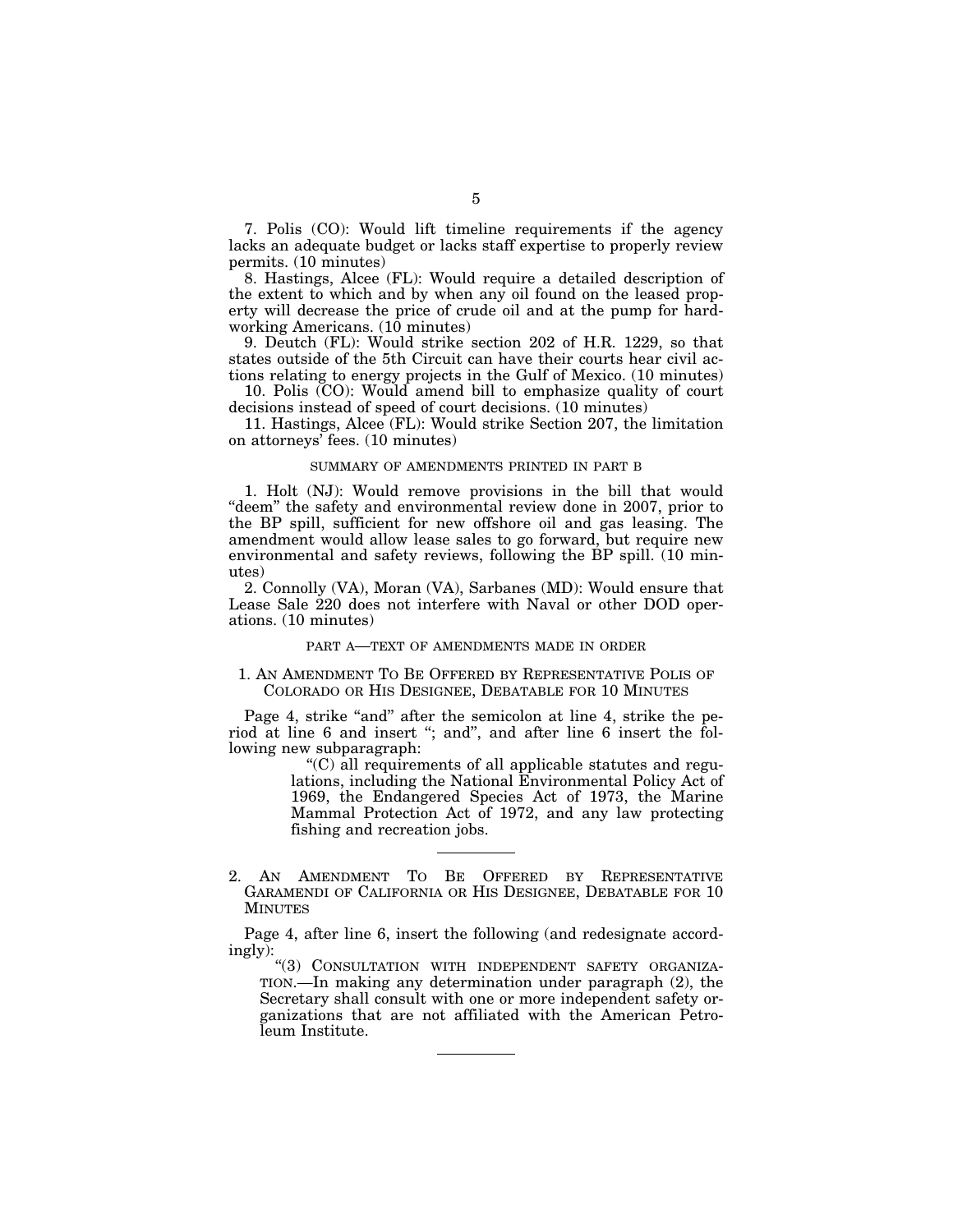7. Polis (CO): Would lift timeline requirements if the agency lacks an adequate budget or lacks staff expertise to properly review permits. (10 minutes)

8. Hastings, Alcee (FL): Would require a detailed description of the extent to which and by when any oil found on the leased property will decrease the price of crude oil and at the pump for hard-working Americans. (10 minutes)

9. Deutch (FL): Would strike section 202 of H.R. 1229, so that states outside of the 5th Circuit can have their courts hear civil actions relating to energy projects in the Gulf of Mexico. (10 minutes)

10. Polis (CO): Would amend bill to emphasize quality of court decisions instead of speed of court decisions. (10 minutes)

11. Hastings, Alcee (FL): Would strike Section 207, the limitation on attorneys' fees. (10 minutes)

## SUMMARY OF AMENDMENTS PRINTED IN PART B

1. Holt (NJ): Would remove provisions in the bill that would "deem" the safety and environmental review done in 2007, prior to the BP spill, sufficient for new offshore oil and gas leasing. The amendment would allow lease sales to go forward, but require new environmental and safety reviews, following the BP spill. (10 minutes)

2. Connolly (VA), Moran (VA), Sarbanes (MD): Would ensure that Lease Sale 220 does not interfere with Naval or other DOD operations. (10 minutes)

## PART A—TEXT OF AMENDMENTS MADE IN ORDER

### 1. AN AMENDMENT TO BE OFFERED BY REPRESENTATIVE POLIS OF COLORADO OR HIS DESIGNEE, DEBATABLE FOR 10 MINUTES

Page 4, strike "and" after the semicolon at line 4, strike the period at line 6 and insert "; and", and after line 6 insert the following new subparagraph:

> "(C) all requirements of all applicable statutes and regulations, including the National Environmental Policy Act of 1969, the Endangered Species Act of 1973, the Marine Mammal Protection Act of 1972, and any law protecting fishing and recreation jobs.

---

### 2. AN AMENDMENT TO BE OFFERED BY REPRESENTATIVE GARAMENDI OF CALIFORNIA OR HIS DESIGNEE, DEBATABLE FOR 10 MINUTES

Page 4, after line 6, insert the following (and redesignate accordingly):

> "(3) CONSULTATION WITH INDEPENDENT SAFETY ORGANIZATION.—In making any determination under paragraph (2), the Secretary shall consult with one or more independent safety organizations that are not affiliated with the American Petroleum Institute.

---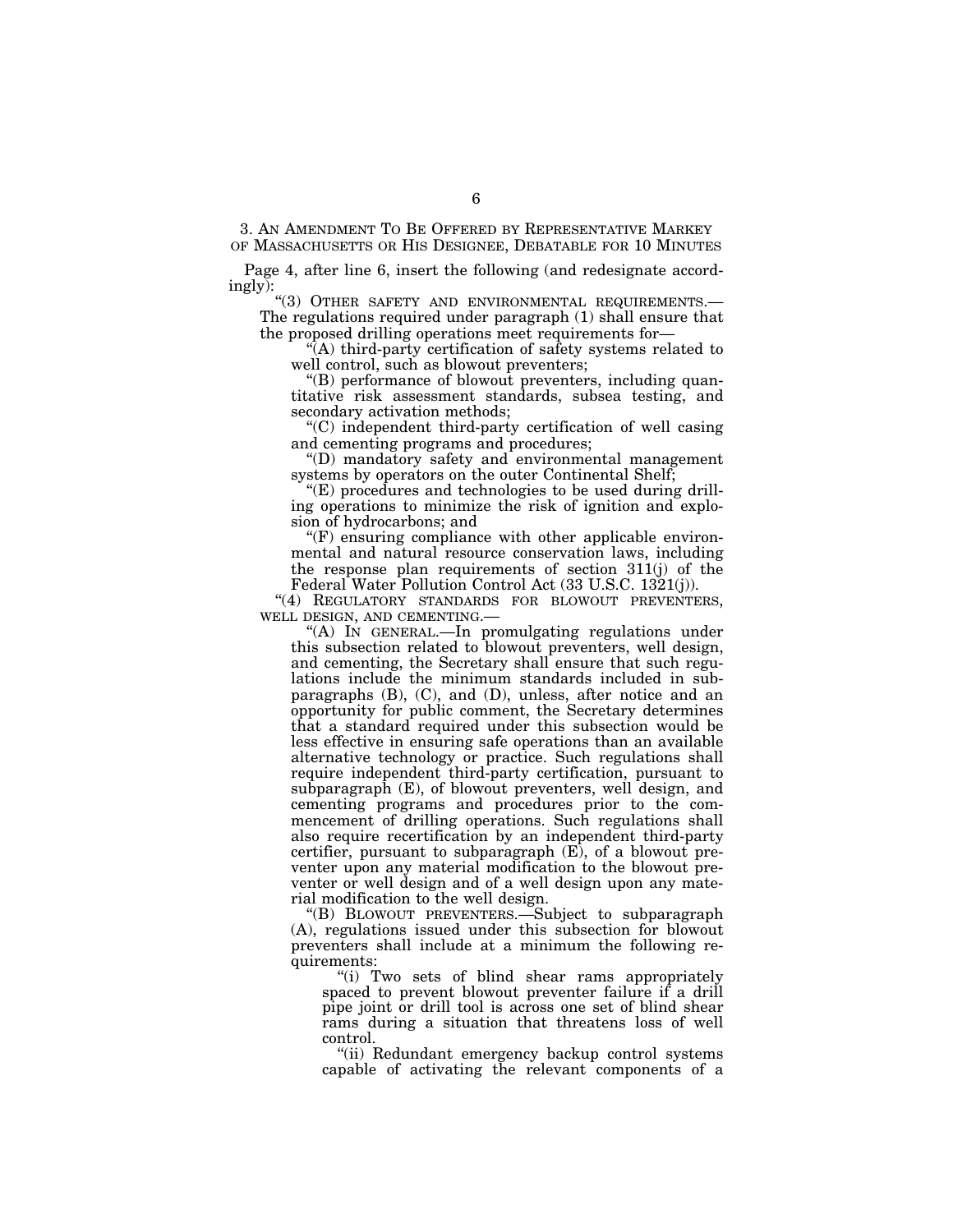3. AN AMENDMENT TO BE OFFERED BY REPRESENTATIVE MARKEY OF MASSACHUSETTS OR HIS DESIGNEE, DEBATABLE FOR 10 MINUTES

Page 4, after line 6, insert the following (and redesignate accordingly):

"(3) OTHER SAFETY AND ENVIRONMENTAL REQUIREMENTS.—The regulations required under paragraph (1) shall ensure that the proposed drilling operations meet requirements for—

"(A) third-party certification of safety systems related to well control, such as blowout preventers;

"(B) performance of blowout preventers, including quantitative risk assessment standards, subsea testing, and secondary activation methods;

"(C) independent third-party certification of well casing and cementing programs and procedures;

"(D) mandatory safety and environmental management systems by operators on the outer Continental Shelf;

"(E) procedures and technologies to be used during drilling operations to minimize the risk of ignition and explosion of hydrocarbons; and

"(F) ensuring compliance with other applicable environmental and natural resource conservation laws, including the response plan requirements of section 311(j) of the Federal Water Pollution Control Act (33 U.S.C. 1321(j)).

"(4) REGULATORY STANDARDS FOR BLOWOUT PREVENTERS, WELL DESIGN, AND CEMENTING.—

"(A) IN GENERAL.—In promulgating regulations under this subsection related to blowout preventers, well design, and cementing, the Secretary shall ensure that such regulations include the minimum standards included in subparagraphs (B), (C), and (D), unless, after notice and an opportunity for public comment, the Secretary determines that a standard required under this subsection would be less effective in ensuring safe operations than an available alternative technology or practice. Such regulations shall require independent third-party certification, pursuant to subparagraph (E), of blowout preventers, well design, and cementing programs and procedures prior to the commencement of drilling operations. Such regulations shall also require recertification by an independent third-party certifier, pursuant to subparagraph (E), of a blowout preventer upon any material modification to the blowout preventer or well design and of a well design upon any material modification to the well design.

"(B) BLOWOUT PREVENTERS.—Subject to subparagraph (A), regulations issued under this subsection for blowout preventers shall include at a minimum the following requirements:

"(i) Two sets of blind shear rams appropriately spaced to prevent blowout preventer failure if a drill pipe joint or drill tool is across one set of blind shear rams during a situation that threatens loss of well control.

"(ii) Redundant emergency backup control systems capable of activating the relevant components of a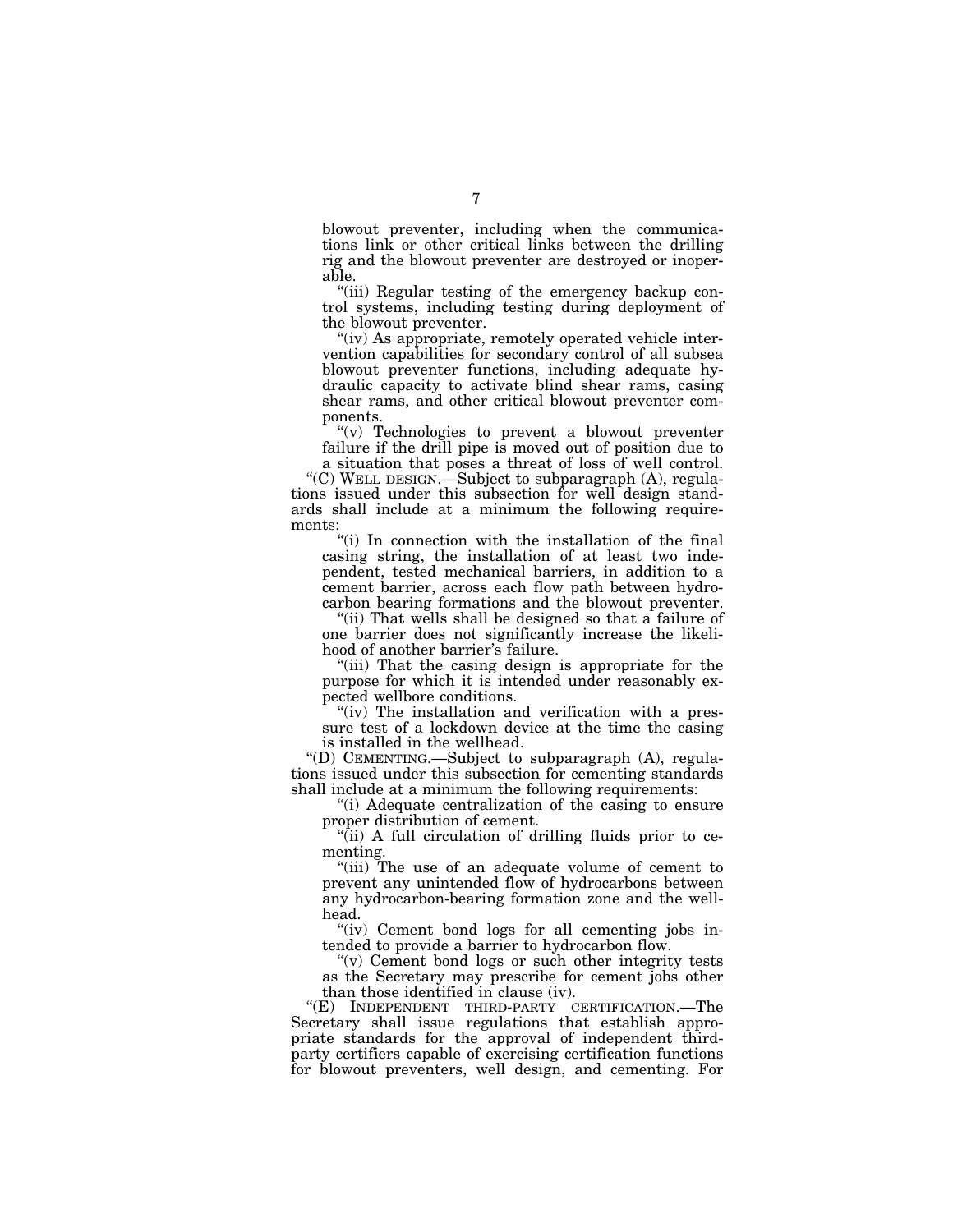blowout preventer, including when the communications link or other critical links between the drilling rig and the blowout preventer are destroyed or inoperable.

"(iii) Regular testing of the emergency backup control systems, including testing during deployment of the blowout preventer.

"(iv) As appropriate, remotely operated vehicle intervention capabilities for secondary control of all subsea blowout preventer functions, including adequate hydraulic capacity to activate blind shear rams, casing shear rams, and other critical blowout preventer components.

"(v) Technologies to prevent a blowout preventer failure if the drill pipe is moved out of position due to a situation that poses a threat of loss of well control.

"(C) WELL DESIGN.—Subject to subparagraph (A), regulations issued under this subsection for well design standards shall include at a minimum the following requirements:

"(i) In connection with the installation of the final casing string, the installation of at least two independent, tested mechanical barriers, in addition to a cement barrier, across each flow path between hydrocarbon bearing formations and the blowout preventer.

"(ii) That wells shall be designed so that a failure of one barrier does not significantly increase the likelihood of another barrier's failure.

"(iii) That the casing design is appropriate for the purpose for which it is intended under reasonably expected wellbore conditions.

"(iv) The installation and verification with a pressure test of a lockdown device at the time the casing is installed in the wellhead.

"(D) CEMENTING.—Subject to subparagraph (A), regulations issued under this subsection for cementing standards shall include at a minimum the following requirements:

"(i) Adequate centralization of the casing to ensure proper distribution of cement.

"(ii) A full circulation of drilling fluids prior to cementing.

"(iii) The use of an adequate volume of cement to prevent any unintended flow of hydrocarbons between any hydrocarbon-bearing formation zone and the wellhead.

"(iv) Cement bond logs for all cementing jobs intended to provide a barrier to hydrocarbon flow.

"(v) Cement bond logs or such other integrity tests as the Secretary may prescribe for cement jobs other than those identified in clause (iv).

"(E) INDEPENDENT THIRD-PARTY CERTIFICATION.—The Secretary shall issue regulations that establish appropriate standards for the approval of independent third-party certifiers capable of exercising certification functions for blowout preventers, well design, and cementing. For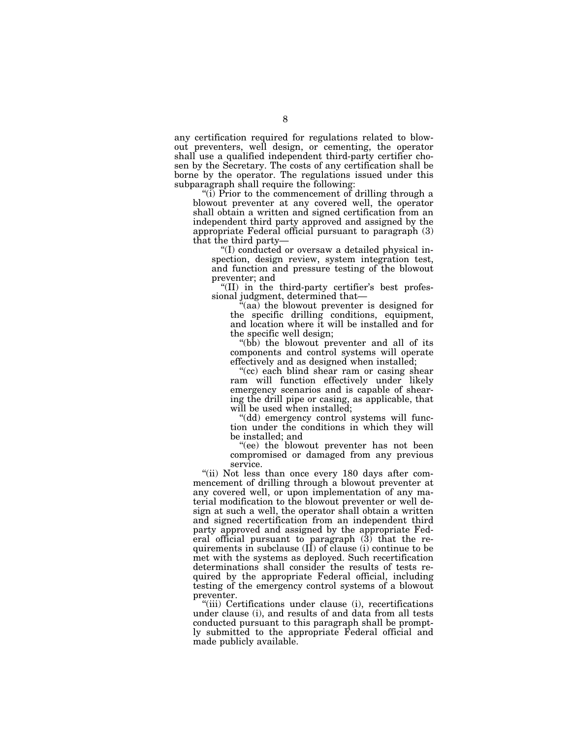any certification required for regulations related to blowout preventers, well design, or cementing, the operator shall use a qualified independent third-party certifier chosen by the Secretary. The costs of any certification shall be borne by the operator. The regulations issued under this subparagraph shall require the following:

"(i) Prior to the commencement of drilling through a blowout preventer at any covered well, the operator shall obtain a written and signed certification from an independent third party approved and assigned by the appropriate Federal official pursuant to paragraph (3) that the third party—

"(I) conducted or oversaw a detailed physical inspection, design review, system integration test, and function and pressure testing of the blowout preventer; and

"(II) in the third-party certifier's best professional judgment, determined that—

"(aa) the blowout preventer is designed for the specific drilling conditions, equipment, and location where it will be installed and for the specific well design;

"(bb) the blowout preventer and all of its components and control systems will operate effectively and as designed when installed;

"(cc) each blind shear ram or casing shear ram will function effectively under likely emergency scenarios and is capable of shearing the drill pipe or casing, as applicable, that will be used when installed;

"(dd) emergency control systems will function under the conditions in which they will be installed; and

"(ee) the blowout preventer has not been compromised or damaged from any previous service.

"(ii) Not less than once every 180 days after commencement of drilling through a blowout preventer at any covered well, or upon implementation of any material modification to the blowout preventer or well design at such a well, the operator shall obtain a written and signed recertification from an independent third party approved and assigned by the appropriate Federal official pursuant to paragraph (3) that the requirements in subclause (II) of clause (i) continue to be met with the systems as deployed. Such recertification determinations shall consider the results of tests required by the appropriate Federal official, including testing of the emergency control systems of a blowout preventer.

"(iii) Certifications under clause (i), recertifications under clause (i), and results of and data from all tests conducted pursuant to this paragraph shall be promptly submitted to the appropriate Federal official and made publicly available.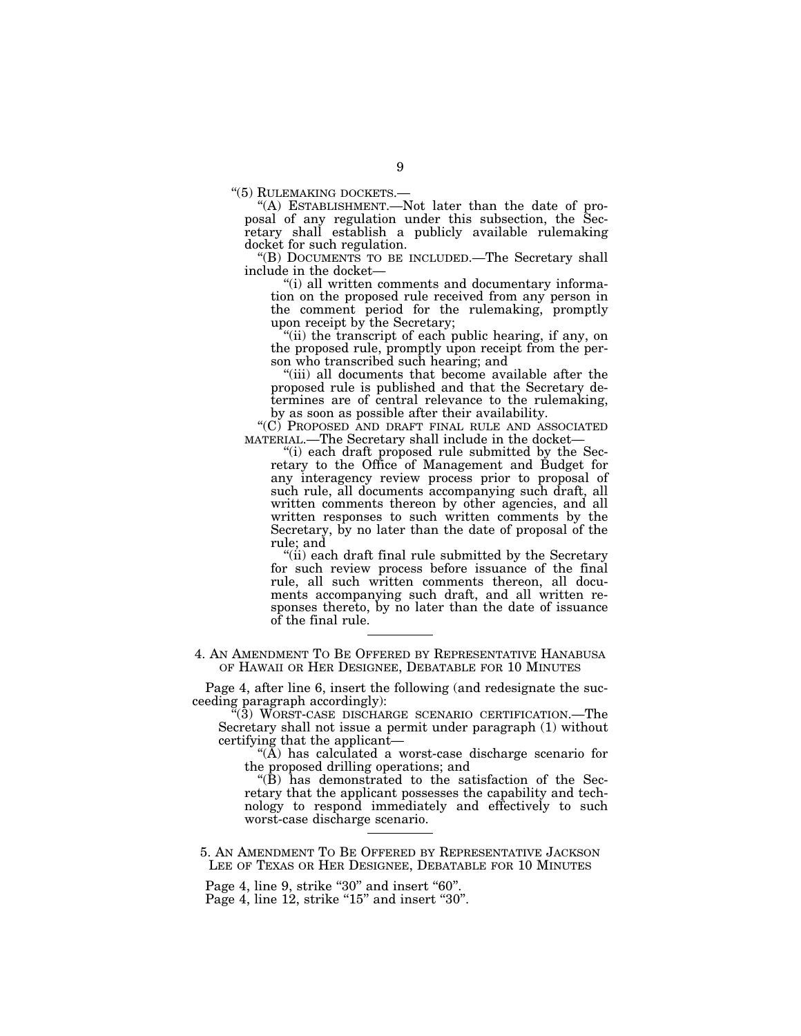"(5) RULEMAKING DOCKETS.—

"(A) ESTABLISHMENT.—Not later than the date of proposal of any regulation under this subsection, the Secretary shall establish a publicly available rulemaking docket for such regulation.

"(B) DOCUMENTS TO BE INCLUDED.—The Secretary shall include in the docket—

"(i) all written comments and documentary information on the proposed rule received from any person in the comment period for the rulemaking, promptly upon receipt by the Secretary;

"(ii) the transcript of each public hearing, if any, on the proposed rule, promptly upon receipt from the person who transcribed such hearing; and

"(iii) all documents that become available after the proposed rule is published and that the Secretary determines are of central relevance to the rulemaking, by as soon as possible after their availability.

"(C) PROPOSED AND DRAFT FINAL RULE AND ASSOCIATED MATERIAL.—The Secretary shall include in the docket—

"(i) each draft proposed rule submitted by the Secretary to the Office of Management and Budget for any interagency review process prior to proposal of such rule, all documents accompanying such draft, all written comments thereon by other agencies, and all written responses to such written comments by the Secretary, by no later than the date of proposal of the rule; and

"(ii) each draft final rule submitted by the Secretary for such review process before issuance of the final rule, all such written comments thereon, all documents accompanying such draft, and all written responses thereto, by no later than the date of issuance of the final rule.

---

4. AN AMENDMENT TO BE OFFERED BY REPRESENTATIVE HANABUSA OF HAWAII OR HER DESIGNEE, DEBATABLE FOR 10 MINUTES

Page 4, after line 6, insert the following (and redesignate the succeeding paragraph accordingly):

"(3) WORST-CASE DISCHARGE SCENARIO CERTIFICATION.—The Secretary shall not issue a permit under paragraph (1) without certifying that the applicant—

"(A) has calculated a worst-case discharge scenario for the proposed drilling operations; and

"(B) has demonstrated to the satisfaction of the Secretary that the applicant possesses the capability and technology to respond immediately and effectively to such worst-case discharge scenario.

---

5. AN AMENDMENT TO BE OFFERED BY REPRESENTATIVE JACKSON LEE OF TEXAS OR HER DESIGNEE, DEBATABLE FOR 10 MINUTES

Page 4, line 9, strike "30" and insert "60".

Page 4, line 12, strike "15" and insert "30".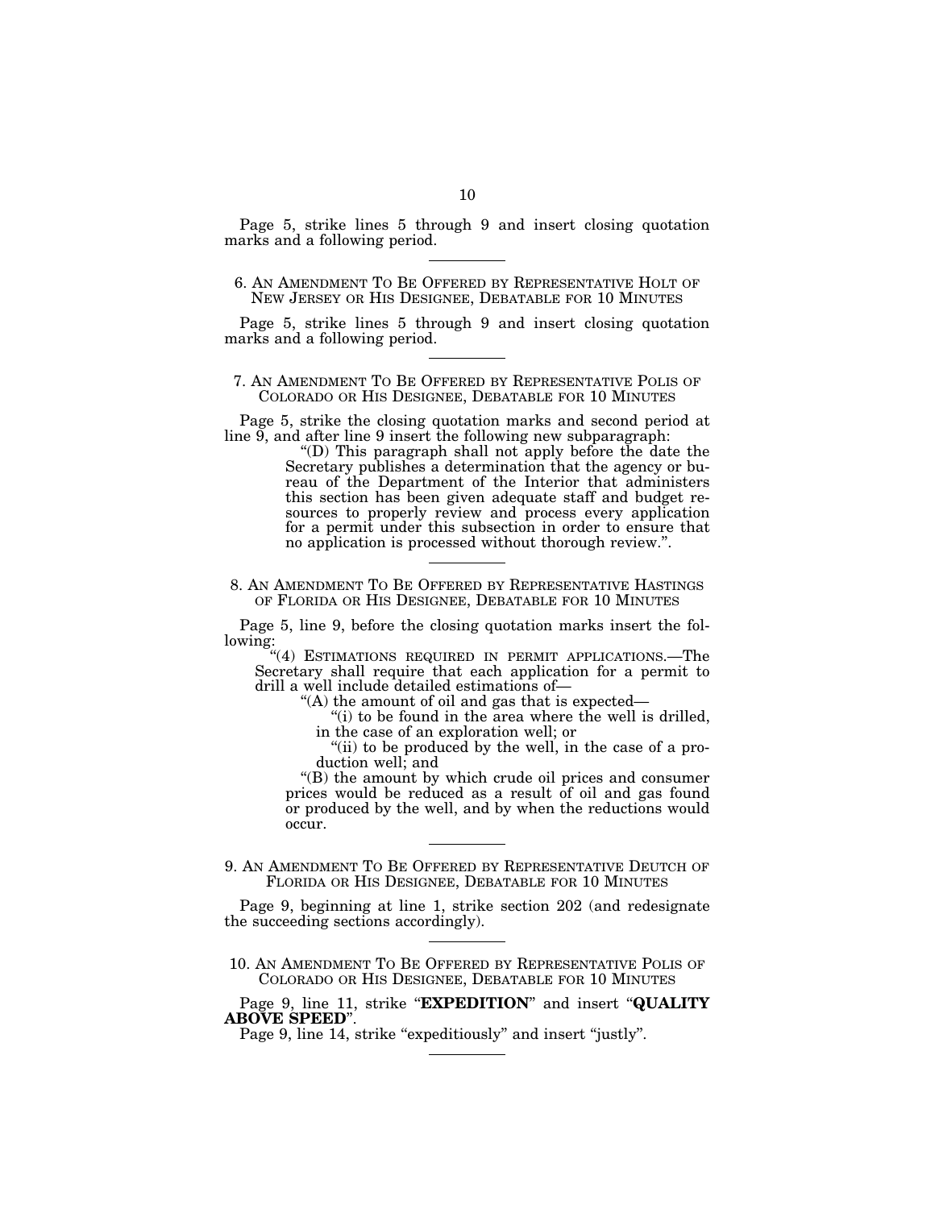Page 5, strike lines 5 through 9 and insert closing quotation marks and a following period.

---

6. AN AMENDMENT TO BE OFFERED BY REPRESENTATIVE HOLT OF NEW JERSEY OR HIS DESIGNEE, DEBATABLE FOR 10 MINUTES

Page 5, strike lines 5 through 9 and insert closing quotation marks and a following period.

---

7. AN AMENDMENT TO BE OFFERED BY REPRESENTATIVE POLIS OF COLORADO OR HIS DESIGNEE, DEBATABLE FOR 10 MINUTES

Page 5, strike the closing quotation marks and second period at line 9, and after line 9 insert the following new subparagraph:

> "(D) This paragraph shall not apply before the date the Secretary publishes a determination that the agency or bureau of the Department of the Interior that administers this section has been given adequate staff and budget resources to properly review and process every application for a permit under this subsection in order to ensure that no application is processed without thorough review.".

---

8. AN AMENDMENT TO BE OFFERED BY REPRESENTATIVE HASTINGS OF FLORIDA OR HIS DESIGNEE, DEBATABLE FOR 10 MINUTES

Page 5, line 9, before the closing quotation marks insert the following:

> "(4) ESTIMATIONS REQUIRED IN PERMIT APPLICATIONS.—The Secretary shall require that each application for a permit to drill a well include detailed estimations of—
>
> "(A) the amount of oil and gas that is expected—
>
> "(i) to be found in the area where the well is drilled, in the case of an exploration well; or
>
> "(ii) to be produced by the well, in the case of a production well; and
>
> "(B) the amount by which crude oil prices and consumer prices would be reduced as a result of oil and gas found or produced by the well, and by when the reductions would occur.

---

9. AN AMENDMENT TO BE OFFERED BY REPRESENTATIVE DEUTCH OF FLORIDA OR HIS DESIGNEE, DEBATABLE FOR 10 MINUTES

Page 9, beginning at line 1, strike section 202 (and redesignate the succeeding sections accordingly).

---

10. AN AMENDMENT TO BE OFFERED BY REPRESENTATIVE POLIS OF COLORADO OR HIS DESIGNEE, DEBATABLE FOR 10 MINUTES

Page 9, line 11, strike "**EXPEDITION**" and insert "**QUALITY ABOVE SPEED**".

Page 9, line 14, strike "expeditiously" and insert "justly".

---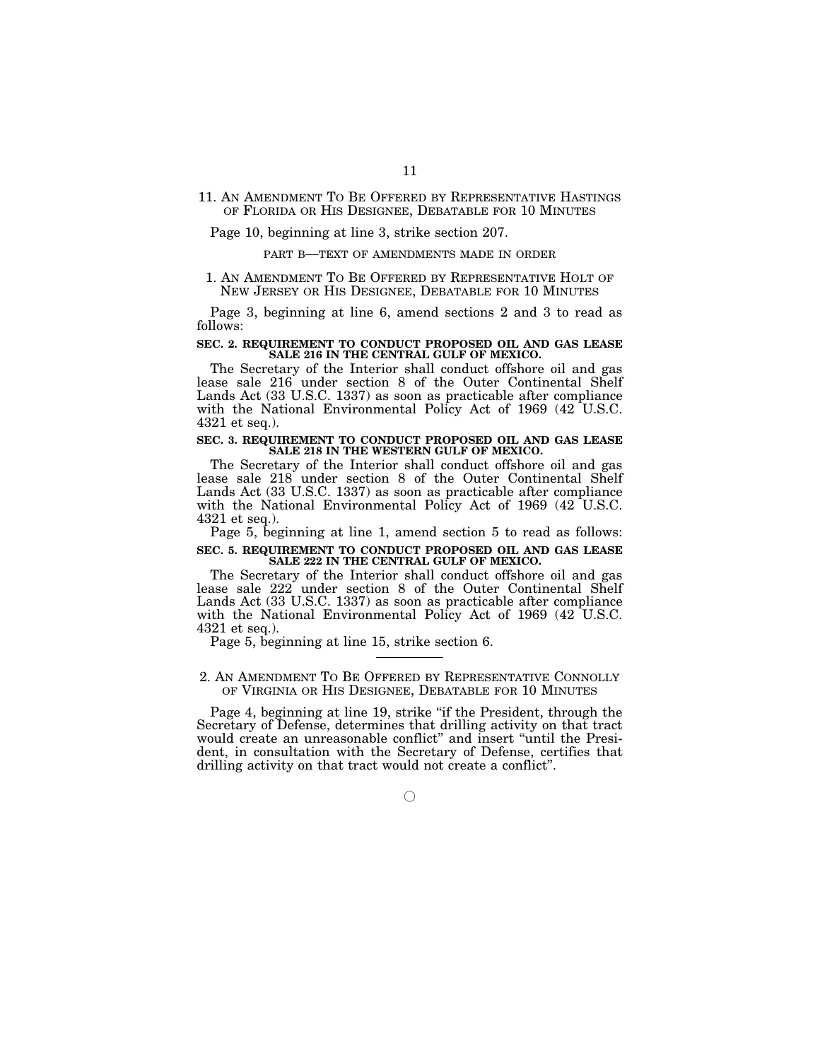11. AN AMENDMENT TO BE OFFERED BY REPRESENTATIVE HASTINGS OF FLORIDA OR HIS DESIGNEE, DEBATABLE FOR 10 MINUTES

Page 10, beginning at line 3, strike section 207.

## PART B—TEXT OF AMENDMENTS MADE IN ORDER

1. AN AMENDMENT TO BE OFFERED BY REPRESENTATIVE HOLT OF NEW JERSEY OR HIS DESIGNEE, DEBATABLE FOR 10 MINUTES

Page 3, beginning at line 6, amend sections 2 and 3 to read as follows:

**SEC. 2. REQUIREMENT TO CONDUCT PROPOSED OIL AND GAS LEASE SALE 216 IN THE CENTRAL GULF OF MEXICO.**

The Secretary of the Interior shall conduct offshore oil and gas lease sale 216 under section 8 of the Outer Continental Shelf Lands Act (33 U.S.C. 1337) as soon as practicable after compliance with the National Environmental Policy Act of 1969 (42 U.S.C. 4321 et seq.).

**SEC. 3. REQUIREMENT TO CONDUCT PROPOSED OIL AND GAS LEASE SALE 218 IN THE WESTERN GULF OF MEXICO.**

The Secretary of the Interior shall conduct offshore oil and gas lease sale 218 under section 8 of the Outer Continental Shelf Lands Act (33 U.S.C. 1337) as soon as practicable after compliance with the National Environmental Policy Act of 1969 (42 U.S.C. 4321 et seq.).

Page 5, beginning at line 1, amend section 5 to read as follows:

**SEC. 5. REQUIREMENT TO CONDUCT PROPOSED OIL AND GAS LEASE SALE 222 IN THE CENTRAL GULF OF MEXICO.**

The Secretary of the Interior shall conduct offshore oil and gas lease sale 222 under section 8 of the Outer Continental Shelf Lands Act (33 U.S.C. 1337) as soon as practicable after compliance with the National Environmental Policy Act of 1969 (42 U.S.C. 4321 et seq.).

Page 5, beginning at line 15, strike section 6.

---

2. AN AMENDMENT TO BE OFFERED BY REPRESENTATIVE CONNOLLY OF VIRGINIA OR HIS DESIGNEE, DEBATABLE FOR 10 MINUTES

Page 4, beginning at line 19, strike "if the President, through the Secretary of Defense, determines that drilling activity on that tract would create an unreasonable conflict" and insert "until the President, in consultation with the Secretary of Defense, certifies that drilling activity on that tract would not create a conflict".